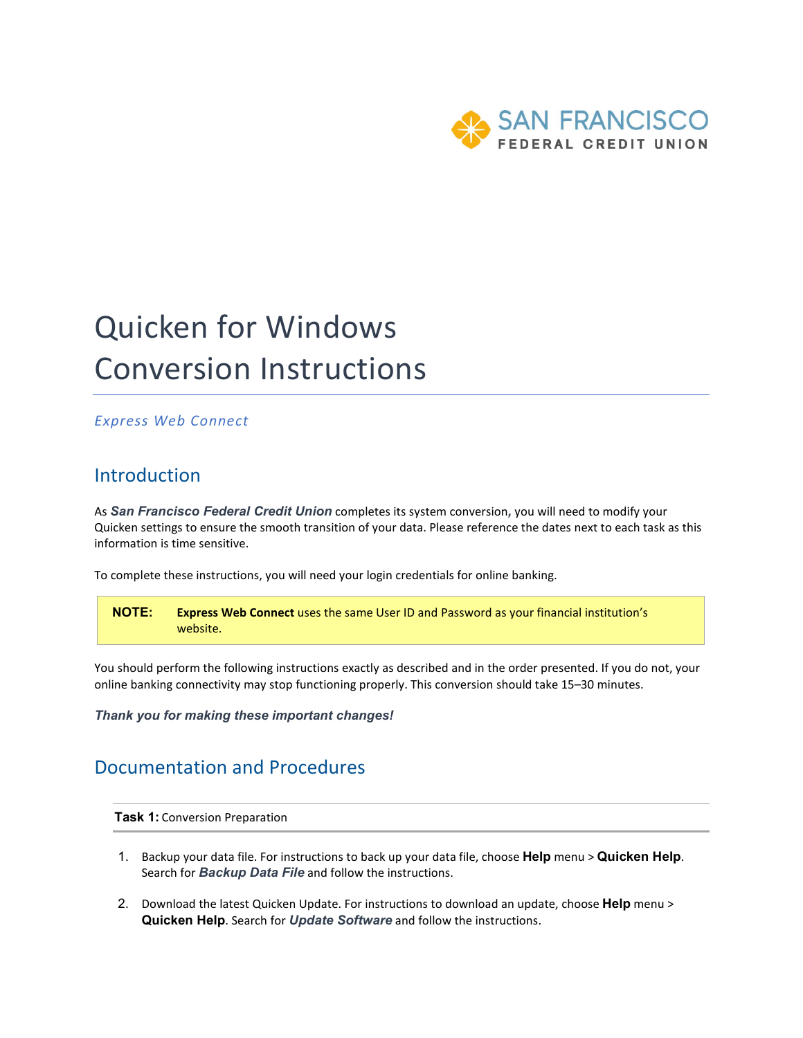SAN FRANCISCO
FEDERAL CREDIT UNION

# Quicken for Windows Conversion Instructions

*Express Web Connect*

## Introduction

As ***San Francisco Federal Credit Union*** completes its system conversion, you will need to modify your Quicken settings to ensure the smooth transition of your data. Please reference the dates next to each task as this information is time sensitive.

To complete these instructions, you will need your login credentials for online banking.

> **NOTE:** **Express Web Connect** uses the same User ID and Password as your financial institution's website.

You should perform the following instructions exactly as described and in the order presented. If you do not, your online banking connectivity may stop functioning properly. This conversion should take 15–30 minutes.

***Thank you for making these important changes!***

## Documentation and Procedures

**Task 1:** Conversion Preparation

1. Backup your data file. For instructions to back up your data file, choose **Help** menu > **Quicken Help**. Search for ***Backup Data File*** and follow the instructions.
2. Download the latest Quicken Update. For instructions to download an update, choose **Help** menu > **Quicken Help**. Search for ***Update Software*** and follow the instructions.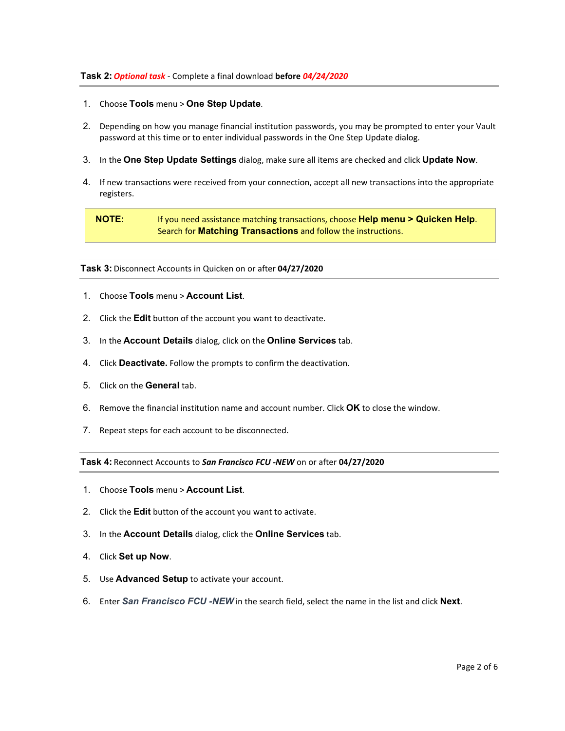### **Task 2:** ***Optional task*** - Complete a final download **before** ***04/24/2020***

1. Choose **Tools** menu > **One Step Update**.
2. Depending on how you manage financial institution passwords, you may be prompted to enter your Vault password at this time or to enter individual passwords in the One Step Update dialog.
3. In the **One Step Update Settings** dialog, make sure all items are checked and click **Update Now**.
4. If new transactions were received from your connection, accept all new transactions into the appropriate registers.

> **NOTE:** If you need assistance matching transactions, choose **Help menu > Quicken Help**. Search for **Matching Transactions** and follow the instructions.

### **Task 3:** Disconnect Accounts in Quicken on or after **04/27/2020**

1. Choose **Tools** menu > **Account List**.
2. Click the **Edit** button of the account you want to deactivate.
3. In the **Account Details** dialog, click on the **Online Services** tab.
4. Click **Deactivate.** Follow the prompts to confirm the deactivation.
5. Click on the **General** tab.
6. Remove the financial institution name and account number. Click **OK** to close the window.
7. Repeat steps for each account to be disconnected.

### **Task 4:** Reconnect Accounts to ***San Francisco FCU -NEW*** on or after **04/27/2020**

1. Choose **Tools** menu > **Account List**.
2. Click the **Edit** button of the account you want to activate.
3. In the **Account Details** dialog, click the **Online Services** tab.
4. Click **Set up Now**.
5. Use **Advanced Setup** to activate your account.
6. Enter ***San Francisco FCU -NEW*** in the search field, select the name in the list and click **Next**.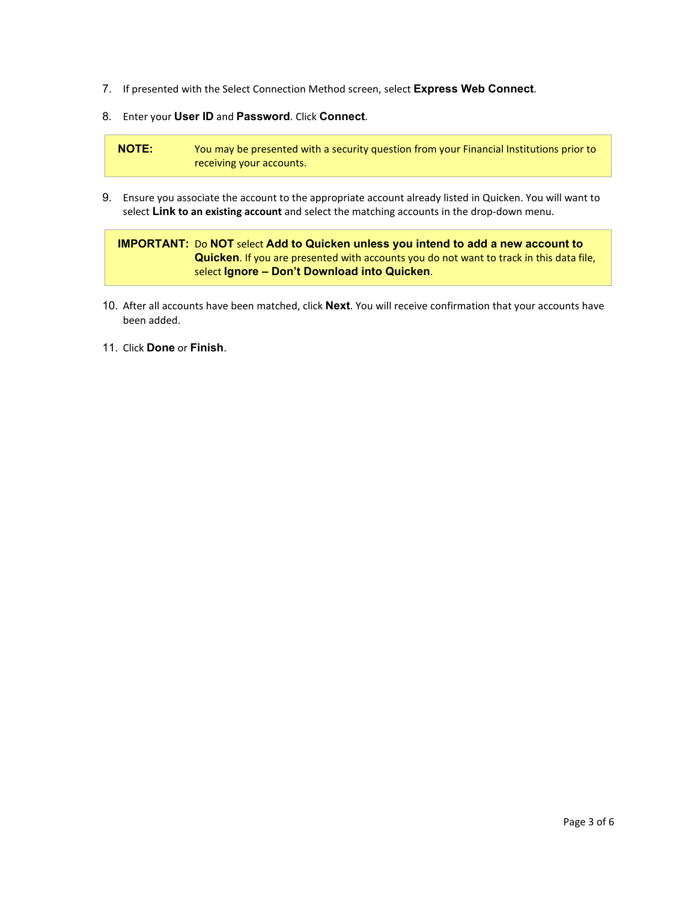7. If presented with the Select Connection Method screen, select **Express Web Connect**.

8. Enter your **User ID** and **Password**. Click **Connect**.

> **NOTE:** You may be presented with a security question from your Financial Institutions prior to receiving your accounts.

9. Ensure you associate the account to the appropriate account already listed in Quicken. You will want to select **Link to an existing account** and select the matching accounts in the drop-down menu.

> **IMPORTANT:** Do **NOT** select **Add to Quicken unless you intend to add a new account to Quicken**. If you are presented with accounts you do not want to track in this data file, select **Ignore – Don't Download into Quicken**.

10. After all accounts have been matched, click **Next**. You will receive confirmation that your accounts have been added.

11. Click **Done** or **Finish**.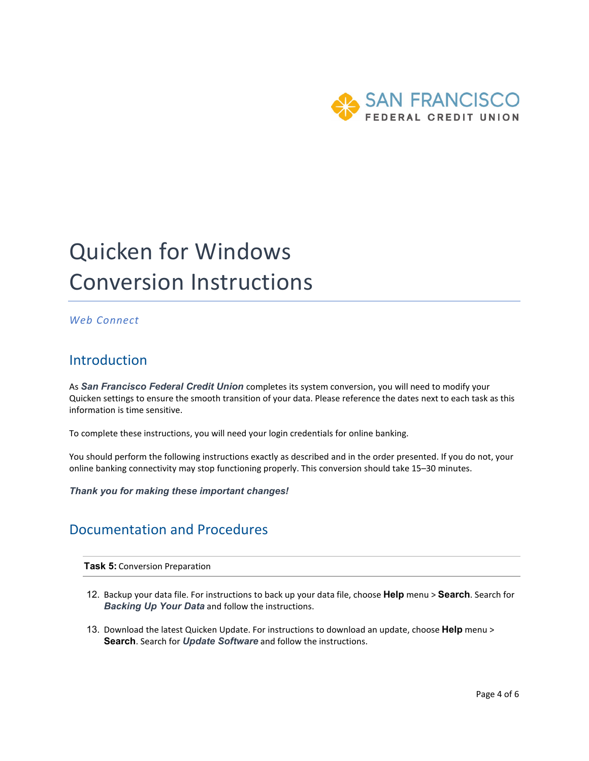# Quicken for Windows Conversion Instructions

*Web Connect*

## Introduction

As ***San Francisco Federal Credit Union*** completes its system conversion, you will need to modify your Quicken settings to ensure the smooth transition of your data. Please reference the dates next to each task as this information is time sensitive.

To complete these instructions, you will need your login credentials for online banking.

You should perform the following instructions exactly as described and in the order presented. If you do not, your online banking connectivity may stop functioning properly. This conversion should take 15–30 minutes.

***Thank you for making these important changes!***

## Documentation and Procedures

**Task 5:** Conversion Preparation

12. Backup your data file. For instructions to back up your data file, choose **Help** menu > **Search**. Search for ***Backing Up Your Data*** and follow the instructions.

13. Download the latest Quicken Update. For instructions to download an update, choose **Help** menu > **Search**. Search for ***Update Software*** and follow the instructions.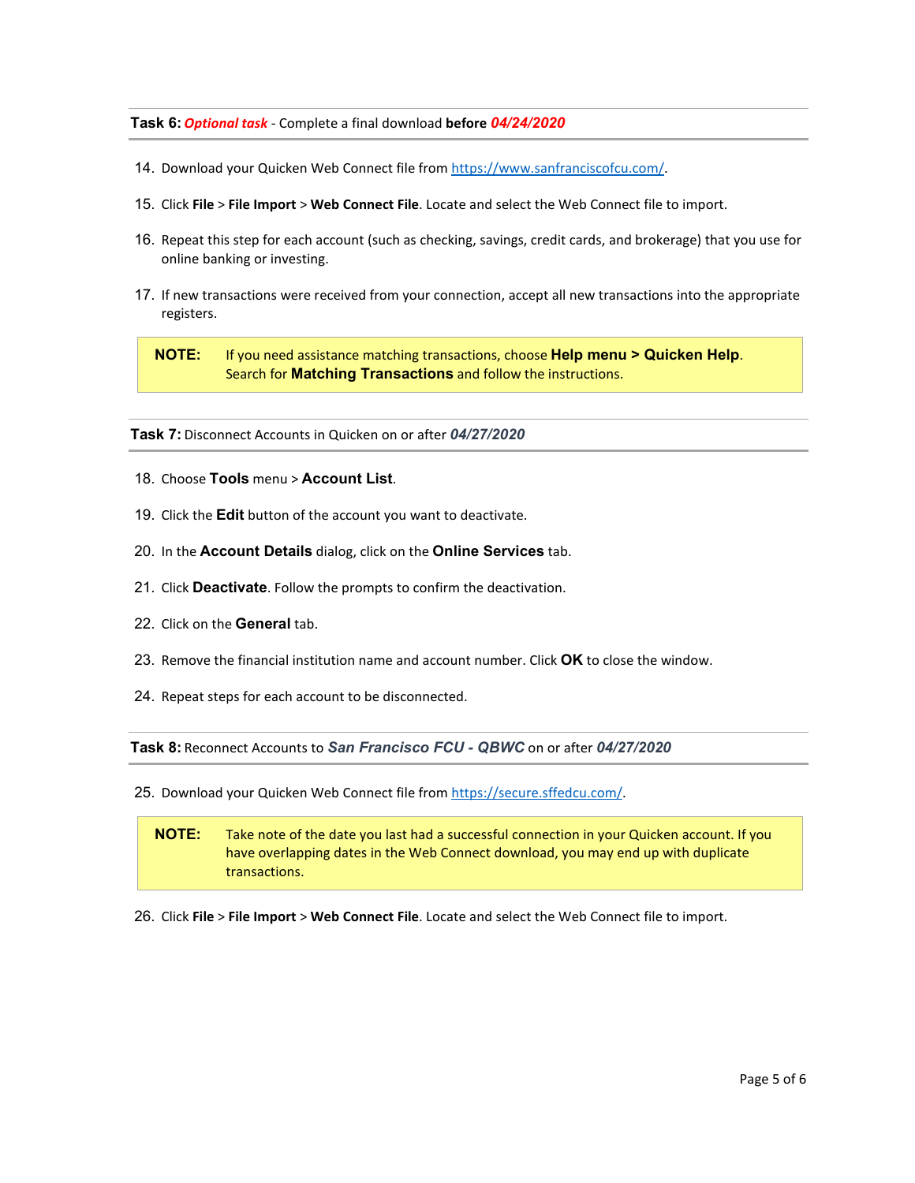**Task 6:** ***Optional task*** - Complete a final download **before** ***04/24/2020***

14. Download your Quicken Web Connect file from https://www.sanfranciscofcu.com/.
15. Click **File** > **File Import** > **Web Connect File**. Locate and select the Web Connect file to import.
16. Repeat this step for each account (such as checking, savings, credit cards, and brokerage) that you use for online banking or investing.
17. If new transactions were received from your connection, accept all new transactions into the appropriate registers.

> **NOTE:** If you need assistance matching transactions, choose **Help menu > Quicken Help**. Search for **Matching Transactions** and follow the instructions.

**Task 7:** Disconnect Accounts in Quicken on or after ***04/27/2020***

18. Choose **Tools** menu > **Account List**.
19. Click the **Edit** button of the account you want to deactivate.
20. In the **Account Details** dialog, click on the **Online Services** tab.
21. Click **Deactivate**. Follow the prompts to confirm the deactivation.
22. Click on the **General** tab.
23. Remove the financial institution name and account number. Click **OK** to close the window.
24. Repeat steps for each account to be disconnected.

**Task 8:** Reconnect Accounts to ***San Francisco FCU - QBWC*** on or after ***04/27/2020***

25. Download your Quicken Web Connect file from https://secure.sffedcu.com/.

> **NOTE:** Take note of the date you last had a successful connection in your Quicken account. If you have overlapping dates in the Web Connect download, you may end up with duplicate transactions.

26. Click **File** > **File Import** > **Web Connect File**. Locate and select the Web Connect file to import.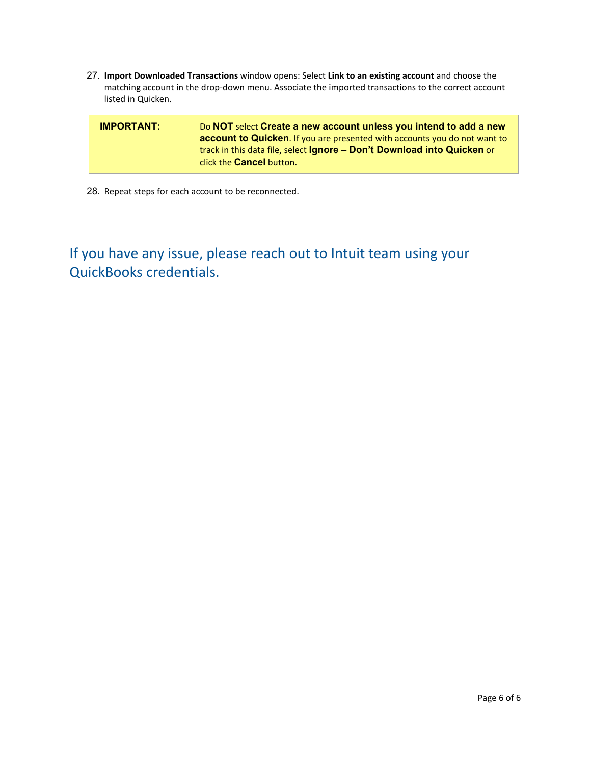27. **Import Downloaded Transactions** window opens: Select **Link to an existing account** and choose the matching account in the drop-down menu. Associate the imported transactions to the correct account listed in Quicken.

| | |
|---|---|
| **IMPORTANT:** | Do **NOT** select **Create a new account unless you intend to add a new account to Quicken**. If you are presented with accounts you do not want to track in this data file, select **Ignore – Don't Download into Quicken** or click the **Cancel** button. |

28. Repeat steps for each account to be reconnected.

## If you have any issue, please reach out to Intuit team using your QuickBooks credentials.